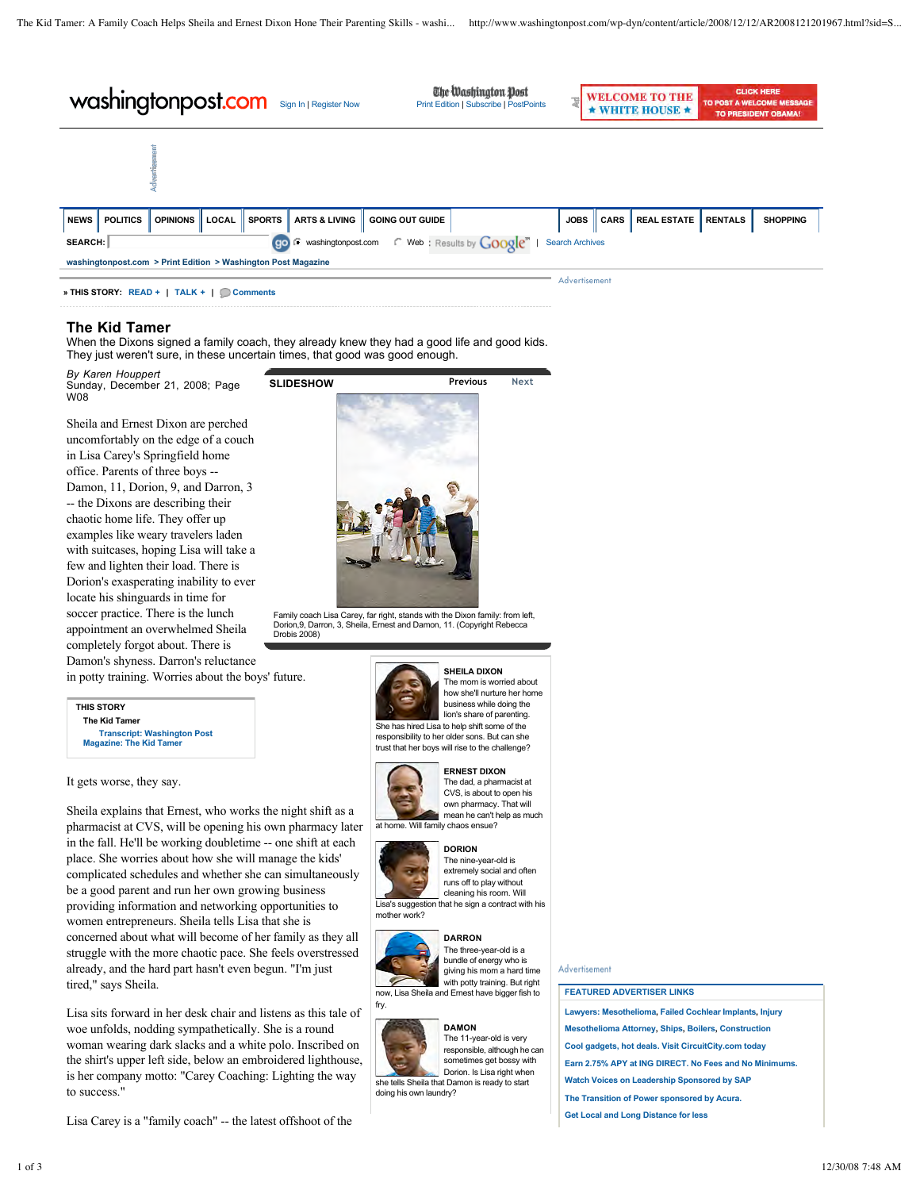# The Kid Tamer

When the Dixons signed a family coach, they already knew they had a good life and good kids. They just weren't sure, in these uncertain times, that good was good enough.

*By Karen Houppert*
Sunday, December 21, 2008; Page W08

Sheila and Ernest Dixon are perched uncomfortably on the edge of a couch in Lisa Carey's Springfield home office. Parents of three boys -- Damon, 11, Dorion, 9, and Darron, 3 -- the Dixons are describing their chaotic home life. They offer up examples like weary travelers laden with suitcases, hoping Lisa will take a few and lighten their load. There is Dorion's exasperating inability to ever locate his shinguards in time for soccer practice. There is the lunch appointment an overwhelmed Sheila completely forgot about. There is Damon's shyness. Darron's reluctance in potty training. Worries about the boys' future.

**SLIDESHOW**

Family coach Lisa Carey, far right, stands with the Dixon family: from left, Dorion,9, Darron, 3, Sheila, Ernest and Damon, 11. (Copyright Rebecca Drobis 2008)

**SHEILA DIXON**
The mom is worried about how she'll nurture her home business while doing the lion's share of parenting. She has hired Lisa to help shift some of the responsibility to her older sons. But can she trust that her boys will rise to the challenge?

**ERNEST DIXON**
The dad, a pharmacist at CVS, is about to open his own pharmacy. That will mean he can't help as much at home. Will family chaos ensue?

**DORION**
The nine-year-old is extremely social and often runs off to play without cleaning his room. Will Lisa's suggestion that he sign a contract with his mother work?

**DARRON**
The three-year-old is a bundle of energy who is giving his mom a hard time with potty training. But right now, Lisa Sheila and Ernest have bigger fish to fry.

**DAMON**
The 11-year-old is very responsible, although he can sometimes get bossy with Dorion. Is Lisa right when she tells Sheila that Damon is ready to start doing his own laundry?

It gets worse, they say.

Sheila explains that Ernest, who works the night shift as a pharmacist at CVS, will be opening his own pharmacy later in the fall. He'll be working doubletime -- one shift at each place. She worries about how she will manage the kids' complicated schedules and whether she can simultaneously be a good parent and run her own growing business providing information and networking opportunities to women entrepreneurs. Sheila tells Lisa that she is concerned about what will become of her family as they all struggle with the more chaotic pace. She feels overstressed already, and the hard part hasn't even begun. "I'm just tired," says Sheila.

Lisa sits forward in her desk chair and listens as this tale of woe unfolds, nodding sympathetically. She is a round woman wearing dark slacks and a white polo. Inscribed on the shirt's upper left side, below an embroidered lighthouse, is her company motto: "Carey Coaching: Lighting the way to success."

Lisa Carey is a "family coach" -- the latest offshoot of the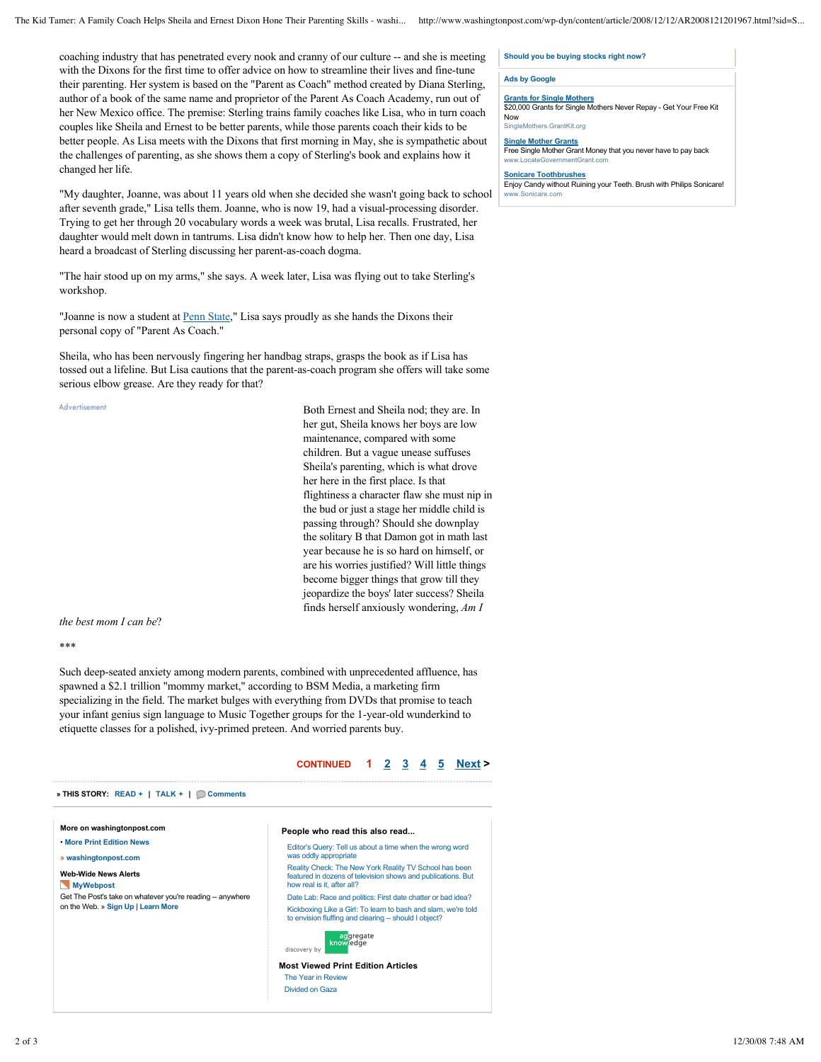coaching industry that has penetrated every nook and cranny of our culture -- and she is meeting with the Dixons for the first time to offer advice on how to streamline their lives and fine-tune their parenting. Her system is based on the "Parent as Coach" method created by Diana Sterling, author of a book of the same name and proprietor of the Parent As Coach Academy, run out of her New Mexico office. The premise: Sterling trains family coaches like Lisa, who in turn coach couples like Sheila and Ernest to be better parents, while those parents coach their kids to be better people. As Lisa meets with the Dixons that first morning in May, she is sympathetic about the challenges of parenting, as she shows them a copy of Sterling's book and explains how it changed her life.

"My daughter, Joanne, was about 11 years old when she decided she wasn't going back to school after seventh grade," Lisa tells them. Joanne, who is now 19, had a visual-processing disorder. Trying to get her through 20 vocabulary words a week was brutal, Lisa recalls. Frustrated, her daughter would melt down in tantrums. Lisa didn't know how to help her. Then one day, Lisa heard a broadcast of Sterling discussing her parent-as-coach dogma.

"The hair stood up on my arms," she says. A week later, Lisa was flying out to take Sterling's workshop.

"Joanne is now a student at Penn State," Lisa says proudly as she hands the Dixons their personal copy of "Parent As Coach."

Sheila, who has been nervously fingering her handbag straps, grasps the book as if Lisa has tossed out a lifeline. But Lisa cautions that the parent-as-coach program she offers will take some serious elbow grease. Are they ready for that?

Both Ernest and Sheila nod; they are. In her gut, Sheila knows her boys are low maintenance, compared with some children. But a vague unease suffuses Sheila's parenting, which is what drove her here in the first place. Is that flightiness a character flaw she must nip in the bud or just a stage her middle child is passing through? Should she downplay the solitary B that Damon got in math last year because he is so hard on himself, or are his worries justified? Will little things become bigger things that grow till they jeopardize the boys' later success? Sheila finds herself anxiously wondering, *Am I the best mom I can be*?

***

Such deep-seated anxiety among modern parents, combined with unprecedented affluence, has spawned a $2.1 trillion "mommy market," according to BSM Media, a marketing firm specializing in the field. The market bulges with everything from DVDs that promise to teach your infant genius sign language to Music Together groups for the 1-year-old wunderkind to etiquette classes for a polished, ivy-primed preteen. And worried parents buy.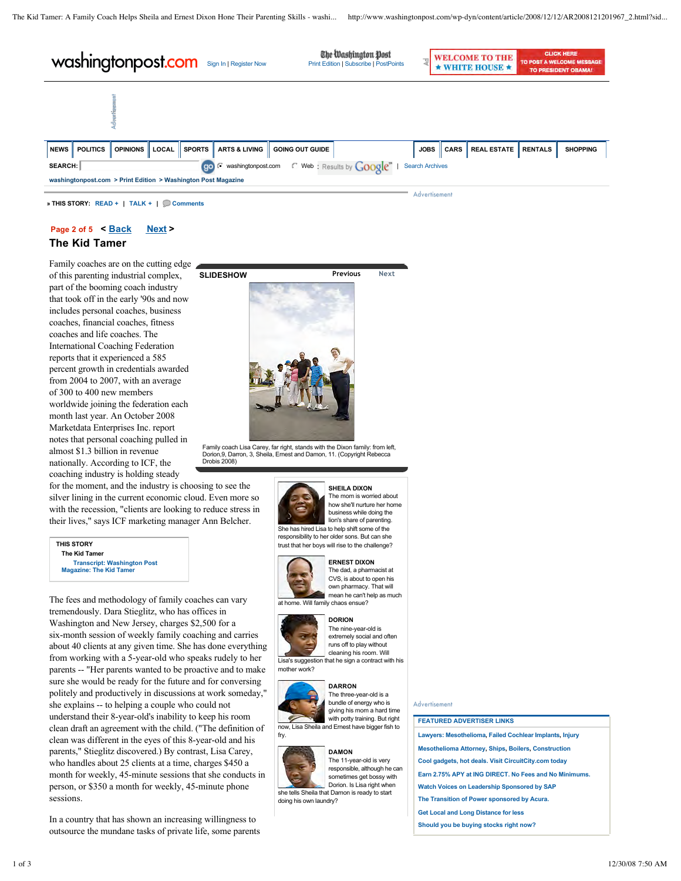# The Kid Tamer

Family coaches are on the cutting edge of this parenting industrial complex, part of the booming coach industry that took off in the early '90s and now includes personal coaches, business coaches, financial coaches, fitness coaches and life coaches. The International Coaching Federation reports that it experienced a 585 percent growth in credentials awarded from 2004 to 2007, with an average of 300 to 400 new members worldwide joining the federation each month last year. An October 2008 Marketdata Enterprises Inc. report notes that personal coaching pulled in almost $1.3 billion in revenue nationally. According to ICF, the coaching industry is holding steady for the moment, and the industry is choosing to see the silver lining in the current economic cloud. Even more so with the recession, "clients are looking to reduce stress in their lives," says ICF marketing manager Ann Belcher.

**SLIDESHOW**

Family coach Lisa Carey, far right, stands with the Dixon family: from left, Dorion,9, Darron, 3, Sheila, Ernest and Damon, 11. (Copyright Rebecca Drobis 2008)

**SHEILA DIXON**
The mom is worried about how she'll nurture her home business while doing the lion's share of parenting. She has hired Lisa to help shift some of the responsibility to her older sons. But can she trust that her boys will rise to the challenge?

**ERNEST DIXON**
The dad, a pharmacist at CVS, is about to open his own pharmacy. That will mean he can't help as much at home. Will family chaos ensue?

**DORION**
The nine-year-old is extremely social and often runs off to play without cleaning his room. Will Lisa's suggestion that he sign a contract with his mother work?

**DARRON**
The three-year-old is a bundle of energy who is giving his mom a hard time with potty training. But right now, Lisa Sheila and Ernest have bigger fish to fry.

**DAMON**
The 11-year-old is very responsible, although he can sometimes get bossy with Dorion. Is Lisa right when she tells Sheila that Damon is ready to start doing his own laundry?

The fees and methodology of family coaches can vary tremendously. Dara Stieglitz, who has offices in Washington and New Jersey, charges $2,500 for a six-month session of weekly family coaching and carries about 40 clients at any given time. She has done everything from working with a 5-year-old who speaks rudely to her parents -- "Her parents wanted to be proactive and to make sure she would be ready for the future and for conversing politely and productively in discussions at work someday," she explains -- to helping a couple who could not understand their 8-year-old's inability to keep his room clean draft an agreement with the child. ("The definition of clean was different in the eyes of this 8-year-old and his parents," Stieglitz discovered.) By contrast, Lisa Carey, who handles about 25 clients at a time, charges $450 a month for weekly, 45-minute sessions that she conducts in person, or $350 a month for weekly, 45-minute phone sessions.

In a country that has shown an increasing willingness to outsource the mundane tasks of private life, some parents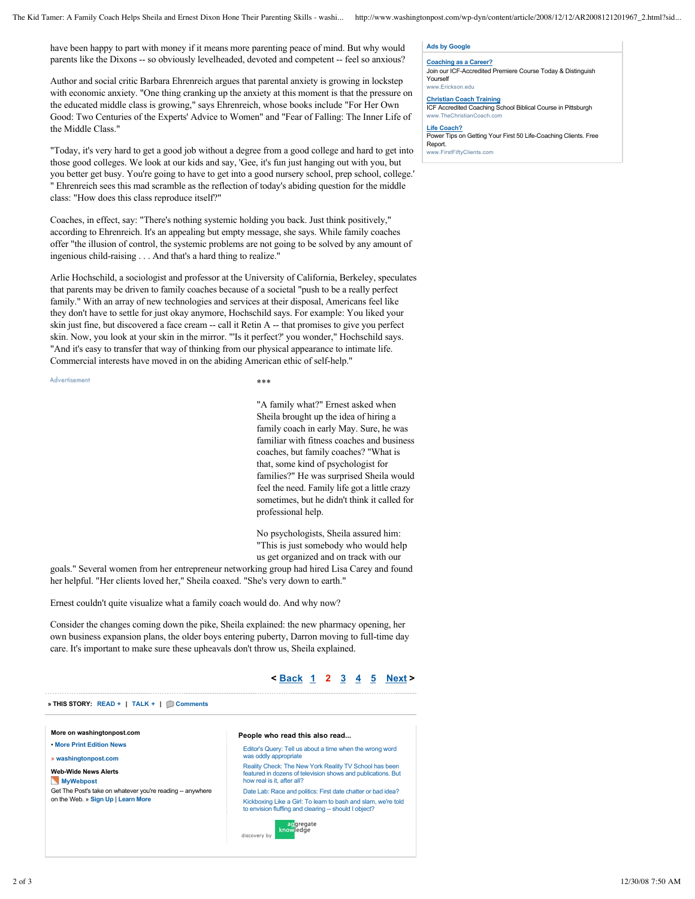have been happy to part with money if it means more parenting peace of mind. But why would parents like the Dixons -- so obviously levelheaded, devoted and competent -- feel so anxious?

Author and social critic Barbara Ehrenreich argues that parental anxiety is growing in lockstep with economic anxiety. "One thing cranking up the anxiety at this moment is that the pressure on the educated middle class is growing," says Ehrenreich, whose books include "For Her Own Good: Two Centuries of the Experts' Advice to Women" and "Fear of Falling: The Inner Life of the Middle Class."

"Today, it's very hard to get a good job without a degree from a good college and hard to get into those good colleges. We look at our kids and say, 'Gee, it's fun just hanging out with you, but you better get busy. You're going to have to get into a good nursery school, prep school, college.' " Ehrenreich sees this mad scramble as the reflection of today's abiding question for the middle class: "How does this class reproduce itself?"

Coaches, in effect, say: "There's nothing systemic holding you back. Just think positively," according to Ehrenreich. It's an appealing but empty message, she says. While family coaches offer "the illusion of control, the systemic problems are not going to be solved by any amount of ingenious child-raising . . . And that's a hard thing to realize."

Arlie Hochschild, a sociologist and professor at the University of California, Berkeley, speculates that parents may be driven to family coaches because of a societal "push to be a really perfect family." With an array of new technologies and services at their disposal, Americans feel like they don't have to settle for just okay anymore, Hochschild says. For example: You liked your skin just fine, but discovered a face cream -- call it Retin A -- that promises to give you perfect skin. Now, you look at your skin in the mirror. "'Is it perfect?' you wonder," Hochschild says. "And it's easy to transfer that way of thinking from our physical appearance to intimate life. Commercial interests have moved in on the abiding American ethic of self-help."

***

"A family what?" Ernest asked when Sheila brought up the idea of hiring a family coach in early May. Sure, he was familiar with fitness coaches and business coaches, but family coaches? "What is that, some kind of psychologist for families?" He was surprised Sheila would feel the need. Family life got a little crazy sometimes, but he didn't think it called for professional help.

No psychologists, Sheila assured him: "This is just somebody who would help us get organized and on track with our goals." Several women from her entrepreneur networking group had hired Lisa Carey and found her helpful. "Her clients loved her," Sheila coaxed. "She's very down to earth."

Ernest couldn't quite visualize what a family coach would do. And why now?

Consider the changes coming down the pike, Sheila explained: the new pharmacy opening, her own business expansion plans, the older boys entering puberty, Darron moving to full-time day care. It's important to make sure these upheavals don't throw us, Sheila explained.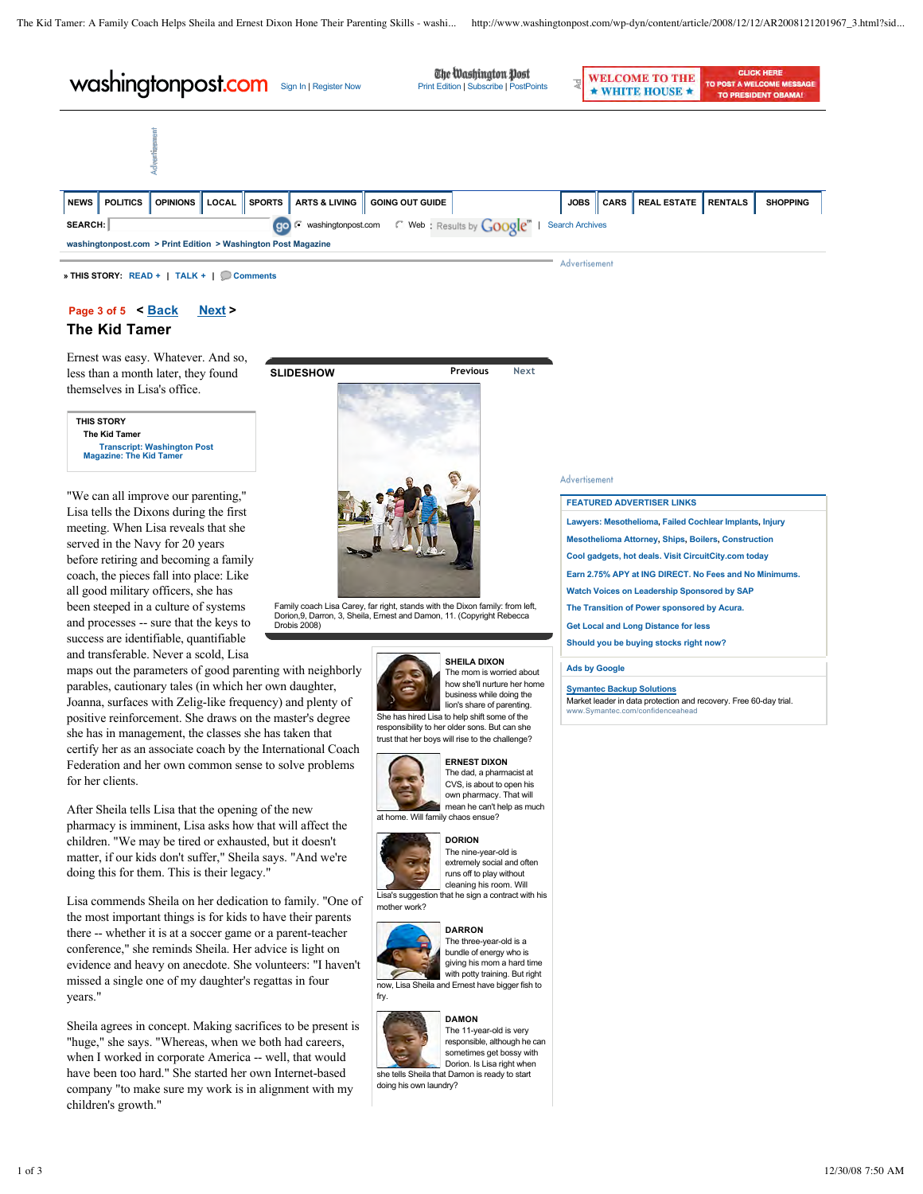Page 3 of 5 < Back Next >

## The Kid Tamer

Ernest was easy. Whatever. And so, less than a month later, they found themselves in Lisa's office.

**THIS STORY**

**The Kid Tamer**

Transcript: Washington Post Magazine: The Kid Tamer

"We can all improve our parenting," Lisa tells the Dixons during the first meeting. When Lisa reveals that she served in the Navy for 20 years before retiring and becoming a family coach, the pieces fall into place: Like all good military officers, she has been steeped in a culture of systems and processes -- sure that the keys to success are identifiable, quantifiable and transferable. Never a scold, Lisa maps out the parameters of good parenting with neighborly parables, cautionary tales (in which her own daughter, Joanna, surfaces with Zelig-like frequency) and plenty of positive reinforcement. She draws on her master's degree she has in management, the classes she has taken that certify her as an associate coach by the International Coach Federation and her own common sense to solve problems for her clients.

After Sheila tells Lisa that the opening of the new pharmacy is imminent, Lisa asks how that will affect the children. "We may be tired or exhausted, but it doesn't matter, if our kids don't suffer," Sheila says. "And we're doing this for them. This is their legacy."

Lisa commends Sheila on her dedication to family. "One of the most important things is for kids to have their parents there -- whether it is at a soccer game or a parent-teacher conference," she reminds Sheila. Her advice is light on evidence and heavy on anecdote. She volunteers: "I haven't missed a single one of my daughter's regattas in four years."

Sheila agrees in concept. Making sacrifices to be present is "huge," she says. "Whereas, when we both had careers, when I worked in corporate America -- well, that would have been too hard." She started her own Internet-based company "to make sure my work is in alignment with my children's growth."

**SLIDESHOW**

Family coach Lisa Carey, far right, stands with the Dixon family: from left, Dorion,9, Darron, 3, Sheila, Ernest and Damon, 11. (Copyright Rebecca Drobis 2008)

**SHEILA DIXON**
The mom is worried about how she'll nurture her home business while doing the lion's share of parenting. She has hired Lisa to help shift some of the responsibility to her older sons. But can she trust that her boys will rise to the challenge?

**ERNEST DIXON**
The dad, a pharmacist at CVS, is about to open his own pharmacy. That will mean he can't help as much at home. Will family chaos ensue?

**DORION**
The nine-year-old is extremely social and often runs off to play without cleaning his room. Will Lisa's suggestion that he sign a contract with his mother work?

**DARRON**
The three-year-old is a bundle of energy who is giving his mom a hard time with potty training. But right now, Lisa Sheila and Ernest have bigger fish to fry.

**DAMON**
The 11-year-old is very responsible, although he can sometimes get bossy with Dorion. Is Lisa right when she tells Sheila that Damon is ready to start doing his own laundry?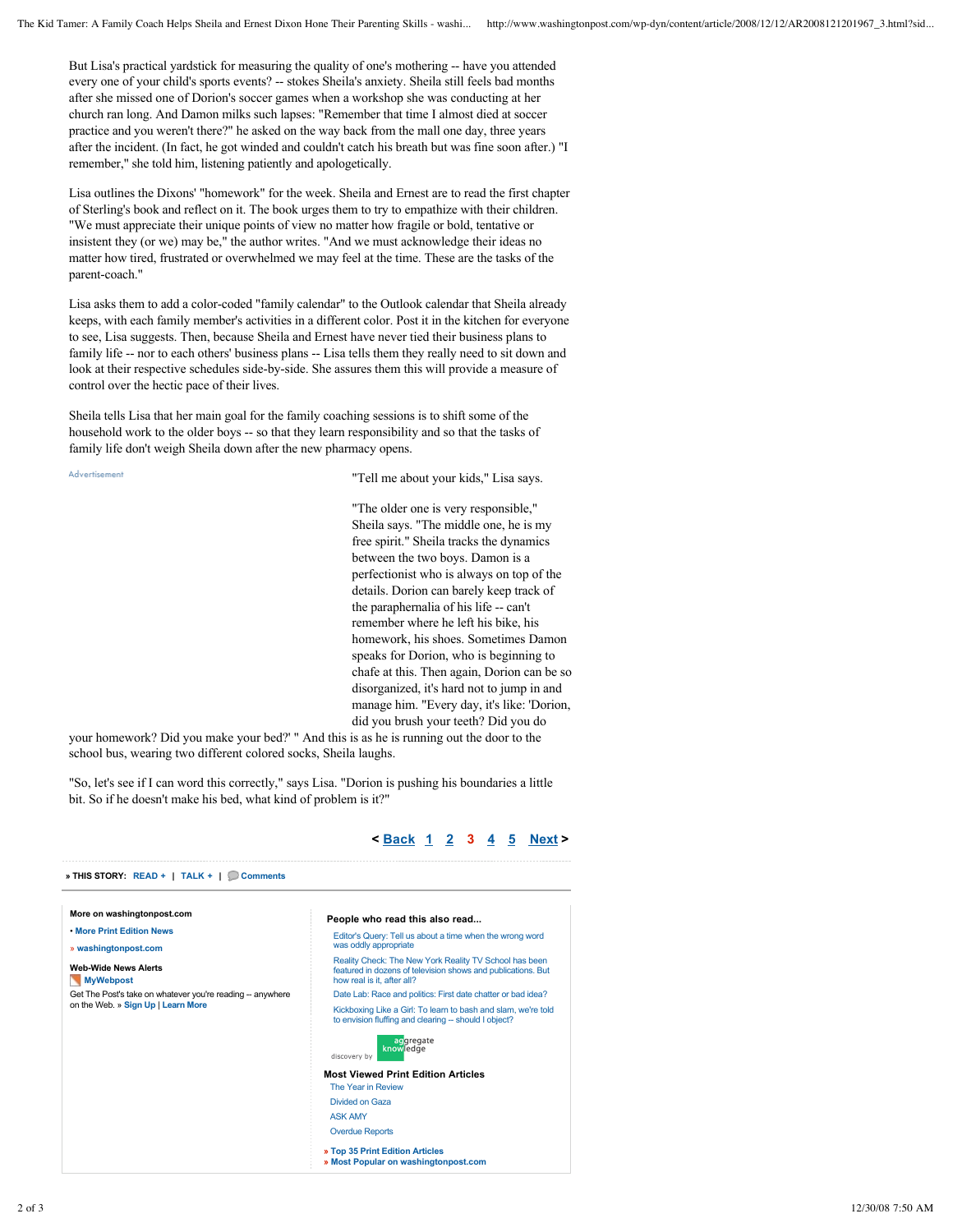But Lisa's practical yardstick for measuring the quality of one's mothering -- have you attended every one of your child's sports events? -- stokes Sheila's anxiety. Sheila still feels bad months after she missed one of Dorion's soccer games when a workshop she was conducting at her church ran long. And Damon milks such lapses: "Remember that time I almost died at soccer practice and you weren't there?" he asked on the way back from the mall one day, three years after the incident. (In fact, he got winded and couldn't catch his breath but was fine soon after.) "I remember," she told him, listening patiently and apologetically.

Lisa outlines the Dixons' "homework" for the week. Sheila and Ernest are to read the first chapter of Sterling's book and reflect on it. The book urges them to try to empathize with their children. "We must appreciate their unique points of view no matter how fragile or bold, tentative or insistent they (or we) may be," the author writes. "And we must acknowledge their ideas no matter how tired, frustrated or overwhelmed we may feel at the time. These are the tasks of the parent-coach."

Lisa asks them to add a color-coded "family calendar" to the Outlook calendar that Sheila already keeps, with each family member's activities in a different color. Post it in the kitchen for everyone to see, Lisa suggests. Then, because Sheila and Ernest have never tied their business plans to family life -- nor to each others' business plans -- Lisa tells them they really need to sit down and look at their respective schedules side-by-side. She assures them this will provide a measure of control over the hectic pace of their lives.

Sheila tells Lisa that her main goal for the family coaching sessions is to shift some of the household work to the older boys -- so that they learn responsibility and so that the tasks of family life don't weigh Sheila down after the new pharmacy opens.

"Tell me about your kids," Lisa says.

"The older one is very responsible," Sheila says. "The middle one, he is my free spirit." Sheila tracks the dynamics between the two boys. Damon is a perfectionist who is always on top of the details. Dorion can barely keep track of the paraphernalia of his life -- can't remember where he left his bike, his homework, his shoes. Sometimes Damon speaks for Dorion, who is beginning to chafe at this. Then again, Dorion can be so disorganized, it's hard not to jump in and manage him. "Every day, it's like: 'Dorion, did you brush your teeth? Did you do your homework? Did you make your bed?' " And this is as he is running out the door to the school bus, wearing two different colored socks, Sheila laughs.

"So, let's see if I can word this correctly," says Lisa. "Dorion is pushing his boundaries a little bit. So if he doesn't make his bed, what kind of problem is it?"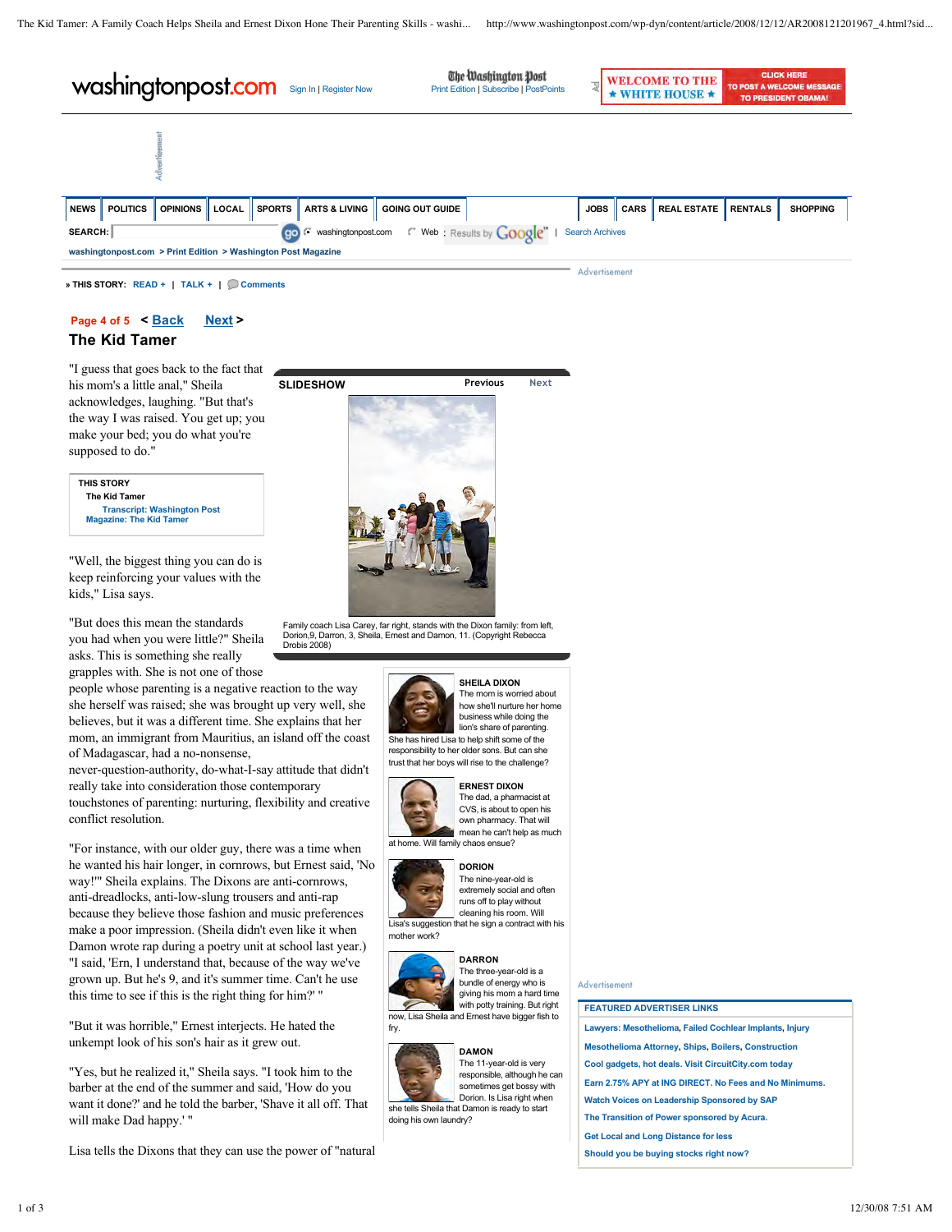# The Kid Tamer

"I guess that goes back to the fact that his mom's a little anal," Sheila acknowledges, laughing. "But that's the way I was raised. You get up; you make your bed; you do what you're supposed to do."

"Well, the biggest thing you can do is keep reinforcing your values with the kids," Lisa says.

"But does this mean the standards you had when you were little?" Sheila asks. This is something she really grapples with. She is not one of those people whose parenting is a negative reaction to the way she herself was raised; she was brought up very well, she believes, but it was a different time. She explains that her mom, an immigrant from Mauritius, an island off the coast of Madagascar, had a no-nonsense, never-question-authority, do-what-I-say attitude that didn't really take into consideration those contemporary touchstones of parenting: nurturing, flexibility and creative conflict resolution.

"For instance, with our older guy, there was a time when he wanted his hair longer, in cornrows, but Ernest said, 'No way!'" Sheila explains. The Dixons are anti-cornrows, anti-dreadlocks, anti-low-slung trousers and anti-rap because they believe those fashion and music preferences make a poor impression. (Sheila didn't even like it when Damon wrote rap during a poetry unit at school last year.) "I said, 'Ern, I understand that, because of the way we've grown up. But he's 9, and it's summer time. Can't he use this time to see if this is the right thing for him?' "

"But it was horrible," Ernest interjects. He hated the unkempt look of his son's hair as it grew out.

"Yes, but he realized it," Sheila says. "I took him to the barber at the end of the summer and said, 'How do you want it done?' and he told the barber, 'Shave it all off. That will make Dad happy.' "

Lisa tells the Dixons that they can use the power of "natural

**SLIDESHOW**

Family coach Lisa Carey, far right, stands with the Dixon family: from left, Dorion,9, Darron, 3, Sheila, Ernest and Damon, 11. (Copyright Rebecca Drobis 2008)

**SHEILA DIXON**
The mom is worried about how she'll nurture her home business while doing the lion's share of parenting. She has hired Lisa to help shift some of the responsibility to her older sons. But can she trust that her boys will rise to the challenge?

**ERNEST DIXON**
The dad, a pharmacist at CVS, is about to open his own pharmacy. That will mean he can't help as much at home. Will family chaos ensue?

**DORION**
The nine-year-old is extremely social and often runs off to play without cleaning his room. Will Lisa's suggestion that he sign a contract with his mother work?

**DARRON**
The three-year-old is a bundle of energy who is giving his mom a hard time with potty training. But right now, Lisa Sheila and Ernest have bigger fish to fry.

**DAMON**
The 11-year-old is very responsible, although he can sometimes get bossy with Dorion. Is Lisa right when she tells Sheila that Damon is ready to start doing his own laundry?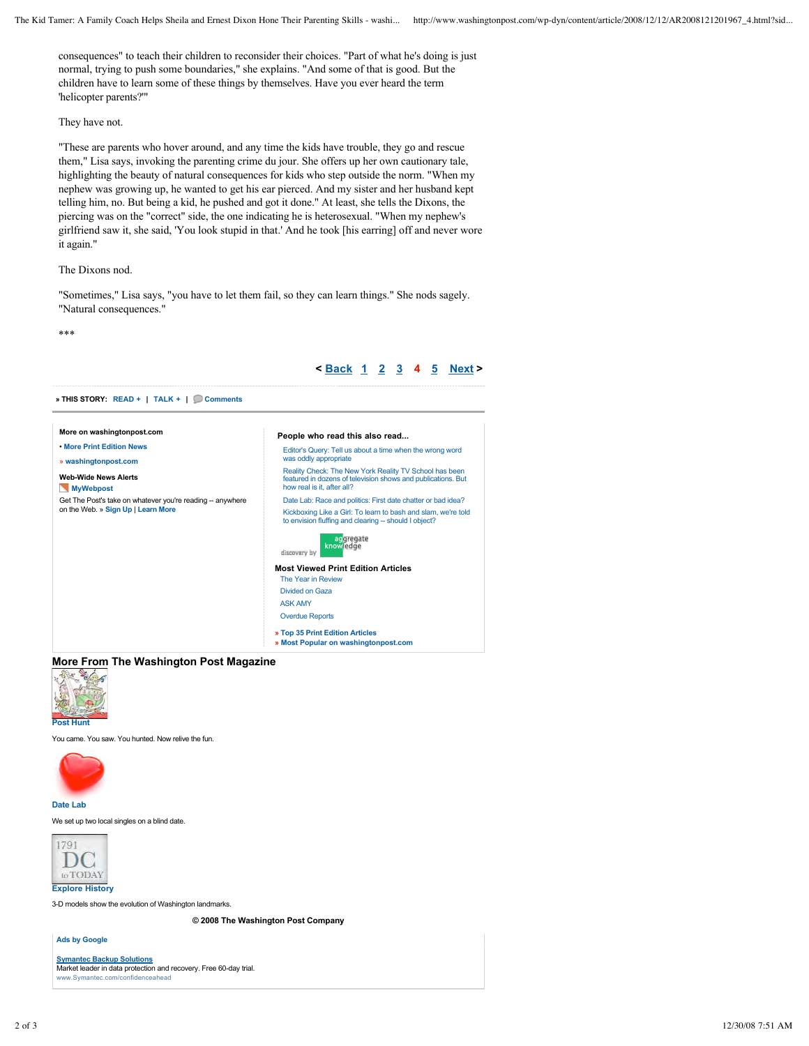consequences" to teach their children to reconsider their choices. "Part of what he's doing is just normal, trying to push some boundaries," she explains. "And some of that is good. But the children have to learn some of these things by themselves. Have you ever heard the term 'helicopter parents?'"

They have not.

"These are parents who hover around, and any time the kids have trouble, they go and rescue them," Lisa says, invoking the parenting crime du jour. She offers up her own cautionary tale, highlighting the beauty of natural consequences for kids who step outside the norm. "When my nephew was growing up, he wanted to get his ear pierced. And my sister and her husband kept telling him, no. But being a kid, he pushed and got it done." At least, she tells the Dixons, the piercing was on the "correct" side, the one indicating he is heterosexual. "When my nephew's girlfriend saw it, she said, 'You look stupid in that.' And he took [his earring] off and never wore it again."

The Dixons nod.

"Sometimes," Lisa says, "you have to let them fail, so they can learn things." She nods sagely. "Natural consequences."

***

< Back 1 2 3 4 5 Next >

» THIS STORY: READ + | TALK + | Comments

**More on washingtonpost.com**

- More Print Edition News
- » washingtonpost.com

**Web-Wide News Alerts**

MyWebpost

Get The Post's take on whatever you're reading -- anywhere on the Web. » Sign Up | Learn More

**People who read this also read...**

- Editor's Query: Tell us about a time when the wrong word was oddly appropriate
- Reality Check: The New York Reality TV School has been featured in dozens of television shows and publications. But how real is it, after all?
- Date Lab: Race and politics: First date chatter or bad idea?
- Kickboxing Like a Girl: To learn to bash and slam, we're told to envision fluffing and clearing -- should I object?

discovery by aggregate knowledge

**Most Viewed Print Edition Articles**

- The Year in Review
- Divided on Gaza
- ASK AMY
- Overdue Reports

» Top 35 Print Edition Articles
» Most Popular on washingtonpost.com

## More From The Washington Post Magazine

**Post Hunt**

You came. You saw. You hunted. Now relive the fun.

**Date Lab**

We set up two local singles on a blind date.

**Explore History**

3-D models show the evolution of Washington landmarks.

© 2008 The Washington Post Company

Ads by Google

Symantec Backup Solutions
Market leader in data protection and recovery. Free 60-day trial.
www.Symantec.com/confidenceahead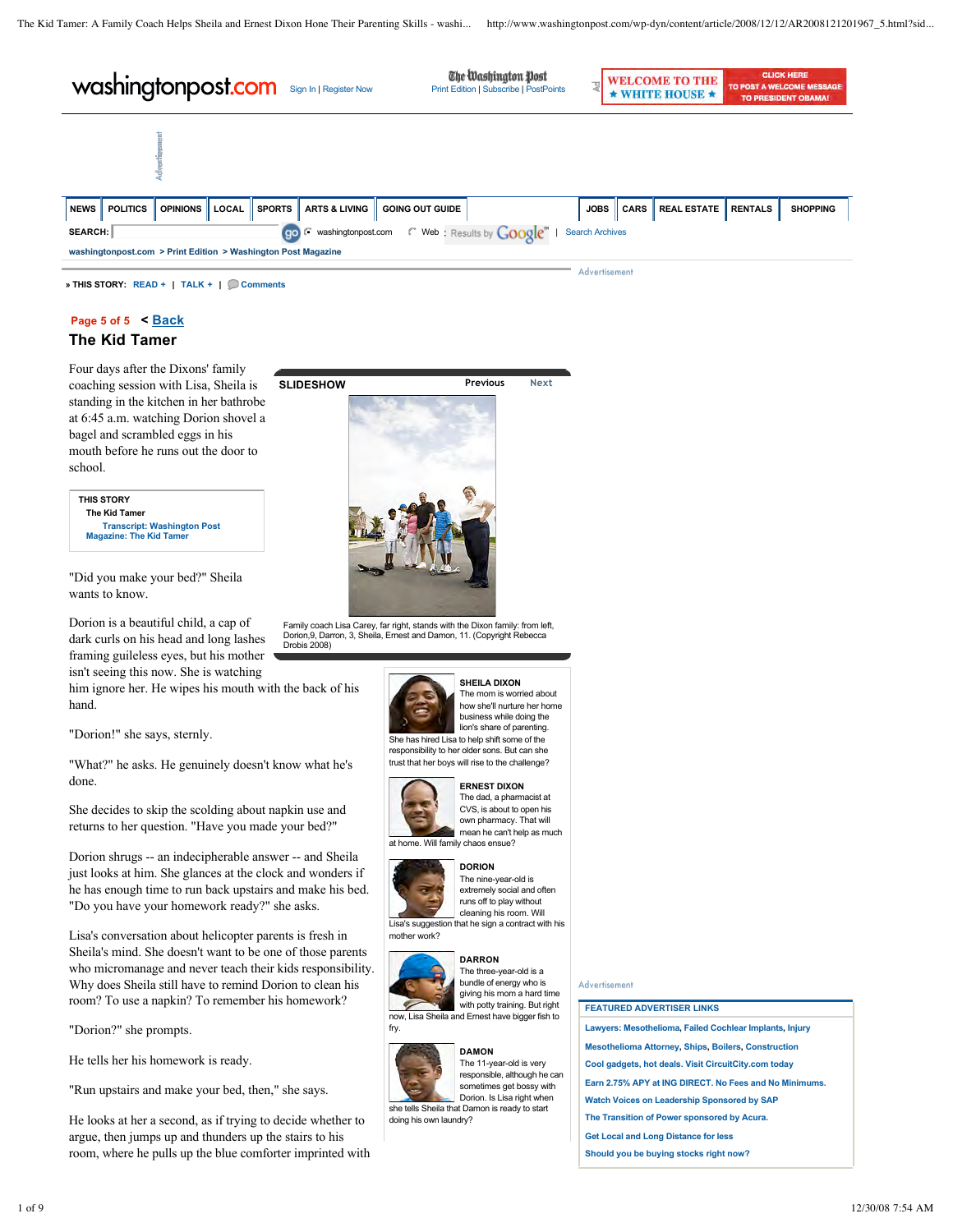Page 5 of 5 < Back

## The Kid Tamer

Four days after the Dixons' family coaching session with Lisa, Sheila is standing in the kitchen in her bathrobe at 6:45 a.m. watching Dorion shovel a bagel and scrambled eggs in his mouth before he runs out the door to school.

"Did you make your bed?" Sheila wants to know.

Dorion is a beautiful child, a cap of dark curls on his head and long lashes framing guileless eyes, but his mother isn't seeing this now. She is watching him ignore her. He wipes his mouth with the back of his hand.

"Dorion!" she says, sternly.

"What?" he asks. He genuinely doesn't know what he's done.

She decides to skip the scolding about napkin use and returns to her question. "Have you made your bed?"

Dorion shrugs -- an indecipherable answer -- and Sheila just looks at him. She glances at the clock and wonders if he has enough time to run back upstairs and make his bed. "Do you have your homework ready?" she asks.

Lisa's conversation about helicopter parents is fresh in Sheila's mind. She doesn't want to be one of those parents who micromanage and never teach their kids responsibility. Why does Sheila still have to remind Dorion to clean his room? To use a napkin? To remember his homework?

"Dorion?" she prompts.

He tells her his homework is ready.

"Run upstairs and make your bed, then," she says.

He looks at her a second, as if trying to decide whether to argue, then jumps up and thunders up the stairs to his room, where he pulls up the blue comforter imprinted with

**SLIDESHOW**

Family coach Lisa Carey, far right, stands with the Dixon family: from left, Dorion,9, Darron, 3, Sheila, Ernest and Damon, 11. (Copyright Rebecca Drobis 2008)

**SHEILA DIXON**
The mom is worried about how she'll nurture her home business while doing the lion's share of parenting. She has hired Lisa to help shift some of the responsibility to her older sons. But can she trust that her boys will rise to the challenge?

**ERNEST DIXON**
The dad, a pharmacist at CVS, is about to open his own pharmacy. That will mean he can't help as much at home. Will family chaos ensue?

**DORION**
The nine-year-old is extremely social and often runs off to play without cleaning his room. Will Lisa's suggestion that he sign a contract with his mother work?

**DARRON**
The three-year-old is a bundle of energy who is giving his mom a hard time with potty training. But right now, Lisa Sheila and Ernest have bigger fish to fry.

**DAMON**
The 11-year-old is very responsible, although he can sometimes get bossy with Dorion. Is Lisa right when she tells Sheila that Damon is ready to start doing his own laundry?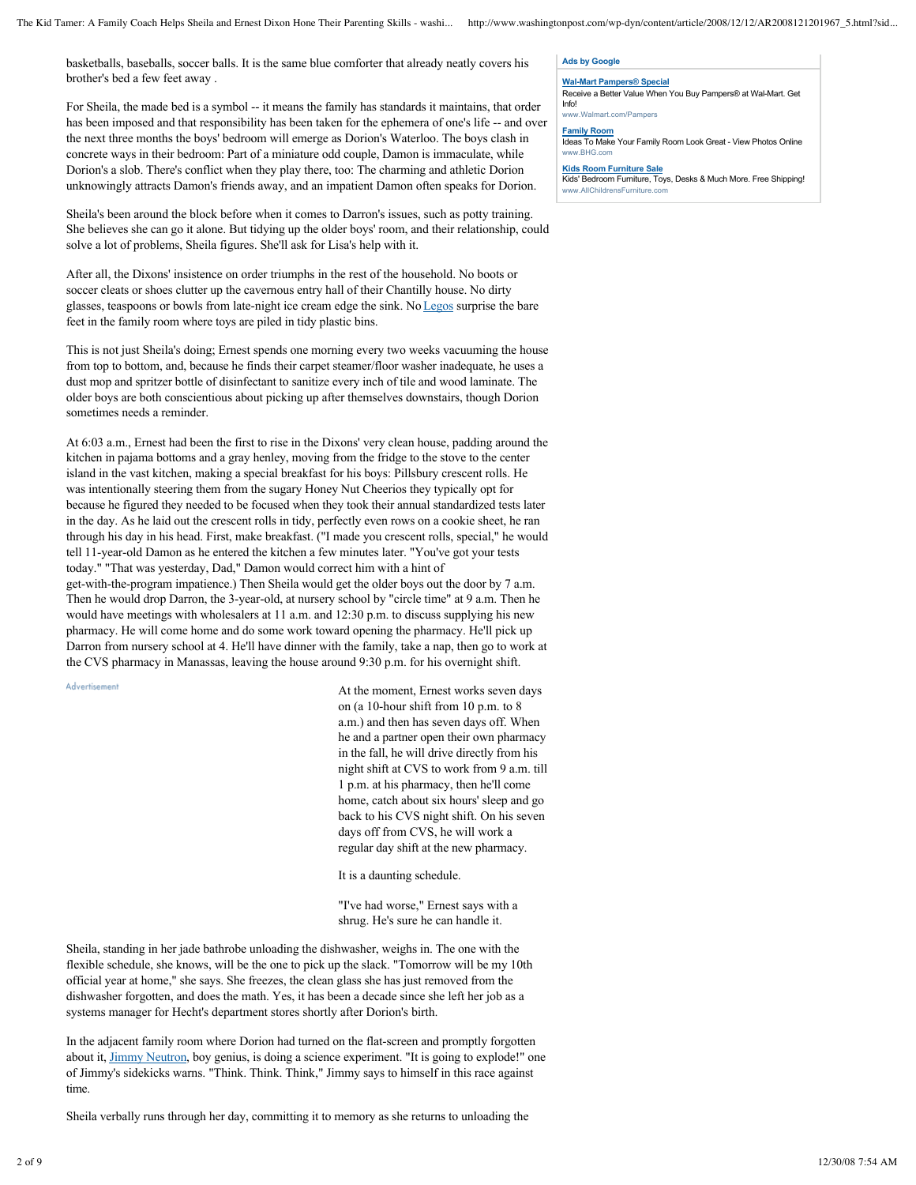basketballs, baseballs, soccer balls. It is the same blue comforter that already neatly covers his brother's bed a few feet away .

For Sheila, the made bed is a symbol -- it means the family has standards it maintains, that order has been imposed and that responsibility has been taken for the ephemera of one's life -- and over the next three months the boys' bedroom will emerge as Dorion's Waterloo. The boys clash in concrete ways in their bedroom: Part of a miniature odd couple, Damon is immaculate, while Dorion's a slob. There's conflict when they play there, too: The charming and athletic Dorion unknowingly attracts Damon's friends away, and an impatient Damon often speaks for Dorion.

Sheila's been around the block before when it comes to Darron's issues, such as potty training. She believes she can go it alone. But tidying up the older boys' room, and their relationship, could solve a lot of problems, Sheila figures. She'll ask for Lisa's help with it.

After all, the Dixons' insistence on order triumphs in the rest of the household. No boots or soccer cleats or shoes clutter up the cavernous entry hall of their Chantilly house. No dirty glasses, teaspoons or bowls from late-night ice cream edge the sink. No Legos surprise the bare feet in the family room where toys are piled in tidy plastic bins.

This is not just Sheila's doing; Ernest spends one morning every two weeks vacuuming the house from top to bottom, and, because he finds their carpet steamer/floor washer inadequate, he uses a dust mop and spritzer bottle of disinfectant to sanitize every inch of tile and wood laminate. The older boys are both conscientious about picking up after themselves downstairs, though Dorion sometimes needs a reminder.

At 6:03 a.m., Ernest had been the first to rise in the Dixons' very clean house, padding around the kitchen in pajama bottoms and a gray henley, moving from the fridge to the stove to the center island in the vast kitchen, making a special breakfast for his boys: Pillsbury crescent rolls. He was intentionally steering them from the sugary Honey Nut Cheerios they typically opt for because he figured they needed to be focused when they took their annual standardized tests later in the day. As he laid out the crescent rolls in tidy, perfectly even rows on a cookie sheet, he ran through his day in his head. First, make breakfast. ("I made you crescent rolls, special," he would tell 11-year-old Damon as he entered the kitchen a few minutes later. "You've got your tests today." "That was yesterday, Dad," Damon would correct him with a hint of get-with-the-program impatience.) Then Sheila would get the older boys out the door by 7 a.m. Then he would drop Darron, the 3-year-old, at nursery school by "circle time" at 9 a.m. Then he would have meetings with wholesalers at 11 a.m. and 12:30 p.m. to discuss supplying his new pharmacy. He will come home and do some work toward opening the pharmacy. He'll pick up Darron from nursery school at 4. He'll have dinner with the family, take a nap, then go to work at the CVS pharmacy in Manassas, leaving the house around 9:30 p.m. for his overnight shift.

At the moment, Ernest works seven days on (a 10-hour shift from 10 p.m. to 8 a.m.) and then has seven days off. When he and a partner open their own pharmacy in the fall, he will drive directly from his night shift at CVS to work from 9 a.m. till 1 p.m. at his pharmacy, then he'll come home, catch about six hours' sleep and go back to his CVS night shift. On his seven days off from CVS, he will work a regular day shift at the new pharmacy.

It is a daunting schedule.

"I've had worse," Ernest says with a shrug. He's sure he can handle it.

Sheila, standing in her jade bathrobe unloading the dishwasher, weighs in. The one with the flexible schedule, she knows, will be the one to pick up the slack. "Tomorrow will be my 10th official year at home," she says. She freezes, the clean glass she has just removed from the dishwasher forgotten, and does the math. Yes, it has been a decade since she left her job as a systems manager for Hecht's department stores shortly after Dorion's birth.

In the adjacent family room where Dorion had turned on the flat-screen and promptly forgotten about it, Jimmy Neutron, boy genius, is doing a science experiment. "It is going to explode!" one of Jimmy's sidekicks warns. "Think. Think. Think," Jimmy says to himself in this race against time.

Sheila verbally runs through her day, committing it to memory as she returns to unloading the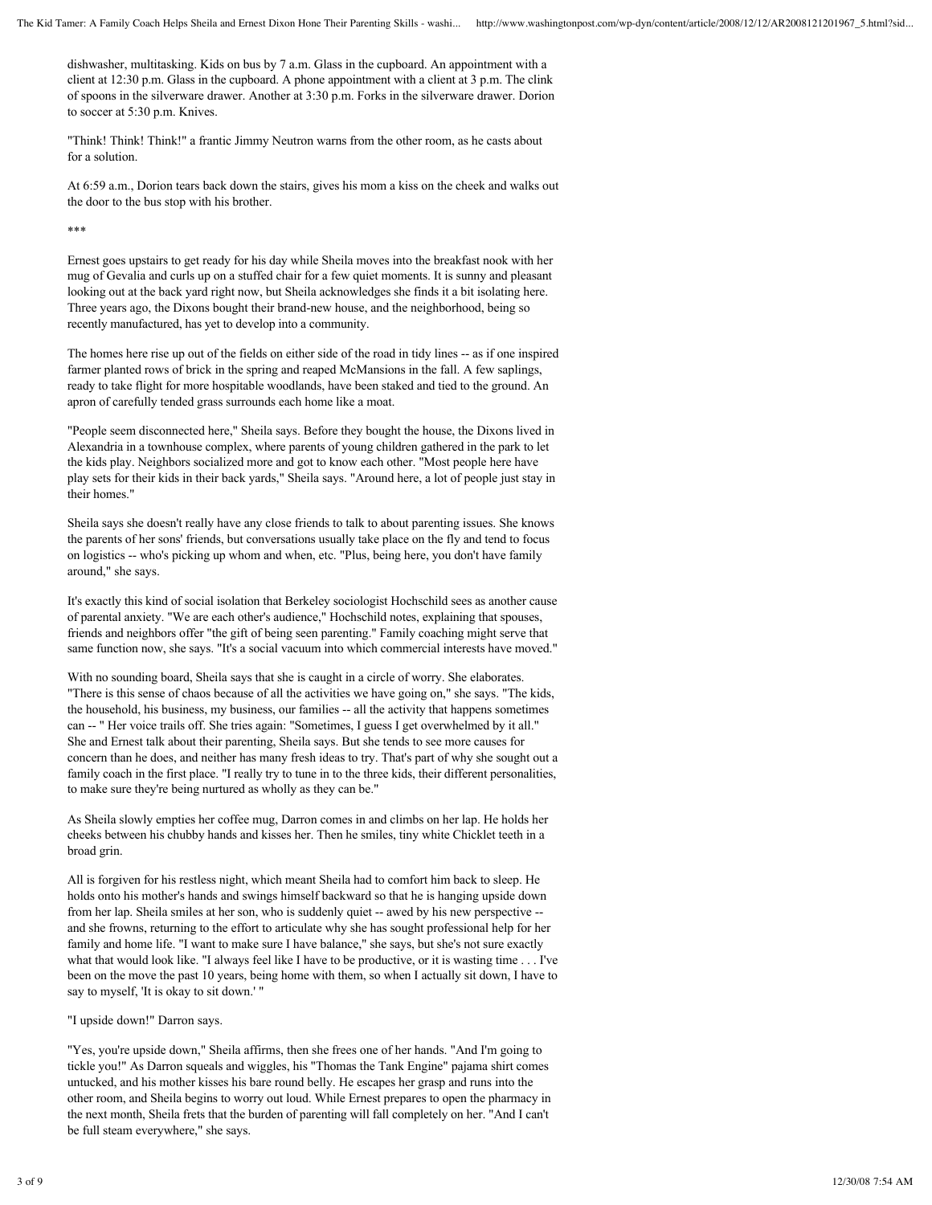dishwasher, multitasking. Kids on bus by 7 a.m. Glass in the cupboard. An appointment with a client at 12:30 p.m. Glass in the cupboard. A phone appointment with a client at 3 p.m. The clink of spoons in the silverware drawer. Another at 3:30 p.m. Forks in the silverware drawer. Dorion to soccer at 5:30 p.m. Knives.

"Think! Think! Think!" a frantic Jimmy Neutron warns from the other room, as he casts about for a solution.

At 6:59 a.m., Dorion tears back down the stairs, gives his mom a kiss on the cheek and walks out the door to the bus stop with his brother.

***

Ernest goes upstairs to get ready for his day while Sheila moves into the breakfast nook with her mug of Gevalia and curls up on a stuffed chair for a few quiet moments. It is sunny and pleasant looking out at the back yard right now, but Sheila acknowledges she finds it a bit isolating here. Three years ago, the Dixons bought their brand-new house, and the neighborhood, being so recently manufactured, has yet to develop into a community.

The homes here rise up out of the fields on either side of the road in tidy lines -- as if one inspired farmer planted rows of brick in the spring and reaped McMansions in the fall. A few saplings, ready to take flight for more hospitable woodlands, have been staked and tied to the ground. An apron of carefully tended grass surrounds each home like a moat.

"People seem disconnected here," Sheila says. Before they bought the house, the Dixons lived in Alexandria in a townhouse complex, where parents of young children gathered in the park to let the kids play. Neighbors socialized more and got to know each other. "Most people here have play sets for their kids in their back yards," Sheila says. "Around here, a lot of people just stay in their homes."

Sheila says she doesn't really have any close friends to talk to about parenting issues. She knows the parents of her sons' friends, but conversations usually take place on the fly and tend to focus on logistics -- who's picking up whom and when, etc. "Plus, being here, you don't have family around," she says.

It's exactly this kind of social isolation that Berkeley sociologist Hochschild sees as another cause of parental anxiety. "We are each other's audience," Hochschild notes, explaining that spouses, friends and neighbors offer "the gift of being seen parenting." Family coaching might serve that same function now, she says. "It's a social vacuum into which commercial interests have moved."

With no sounding board, Sheila says that she is caught in a circle of worry. She elaborates. "There is this sense of chaos because of all the activities we have going on," she says. "The kids, the household, his business, my business, our families -- all the activity that happens sometimes can -- " Her voice trails off. She tries again: "Sometimes, I guess I get overwhelmed by it all." She and Ernest talk about their parenting, Sheila says. But she tends to see more causes for concern than he does, and neither has many fresh ideas to try. That's part of why she sought out a family coach in the first place. "I really try to tune in to the three kids, their different personalities, to make sure they're being nurtured as wholly as they can be."

As Sheila slowly empties her coffee mug, Darron comes in and climbs on her lap. He holds her cheeks between his chubby hands and kisses her. Then he smiles, tiny white Chicklet teeth in a broad grin.

All is forgiven for his restless night, which meant Sheila had to comfort him back to sleep. He holds onto his mother's hands and swings himself backward so that he is hanging upside down from her lap. Sheila smiles at her son, who is suddenly quiet -- awed by his new perspective -- and she frowns, returning to the effort to articulate why she has sought professional help for her family and home life. "I want to make sure I have balance," she says, but she's not sure exactly what that would look like. "I always feel like I have to be productive, or it is wasting time . . . I've been on the move the past 10 years, being home with them, so when I actually sit down, I have to say to myself, 'It is okay to sit down.' "

"I upside down!" Darron says.

"Yes, you're upside down," Sheila affirms, then she frees one of her hands. "And I'm going to tickle you!" As Darron squeals and wiggles, his "Thomas the Tank Engine" pajama shirt comes untucked, and his mother kisses his bare round belly. He escapes her grasp and runs into the other room, and Sheila begins to worry out loud. While Ernest prepares to open the pharmacy in the next month, Sheila frets that the burden of parenting will fall completely on her. "And I can't be full steam everywhere," she says.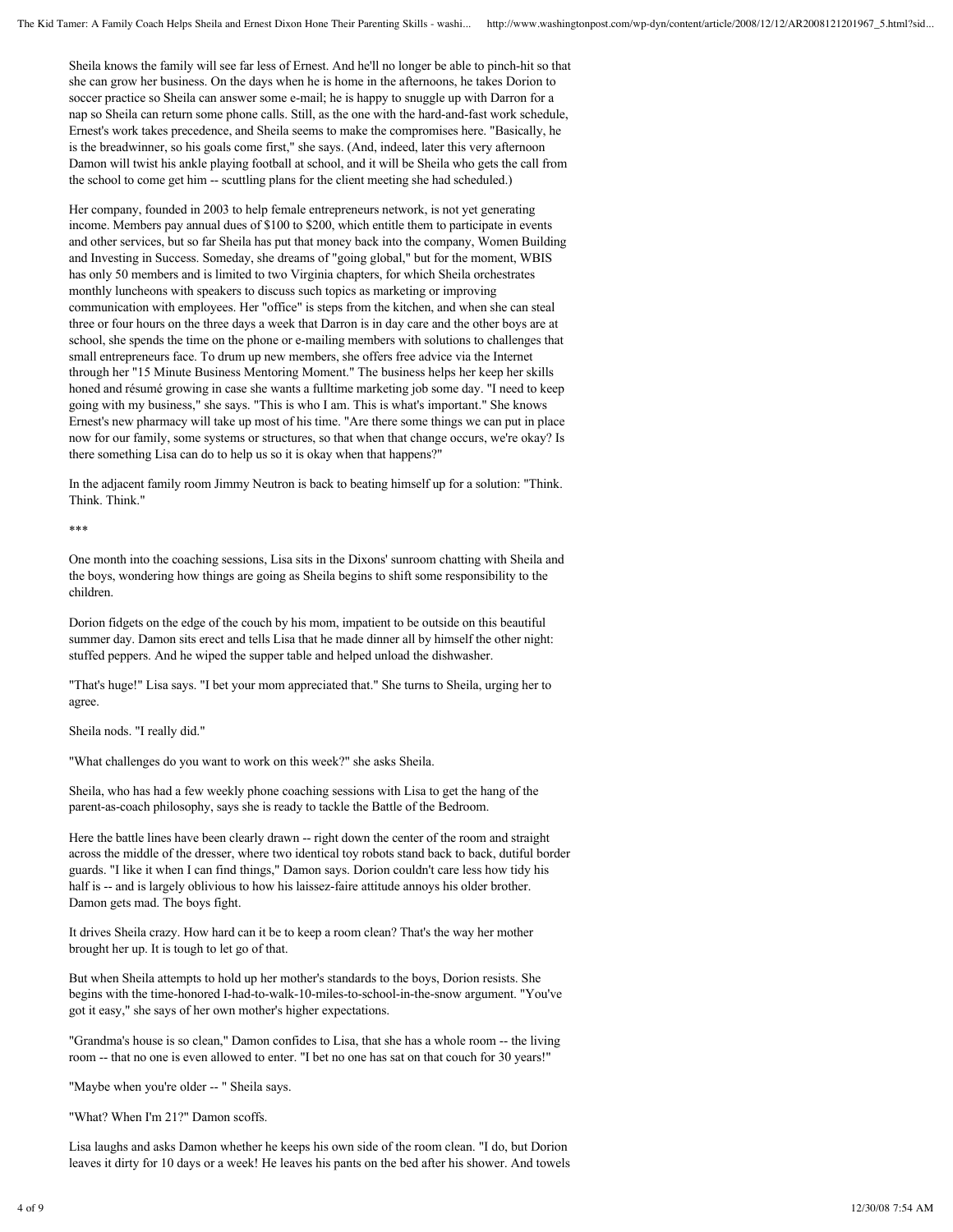Sheila knows the family will see far less of Ernest. And he'll no longer be able to pinch-hit so that she can grow her business. On the days when he is home in the afternoons, he takes Dorion to soccer practice so Sheila can answer some e-mail; he is happy to snuggle up with Darron for a nap so Sheila can return some phone calls. Still, as the one with the hard-and-fast work schedule, Ernest's work takes precedence, and Sheila seems to make the compromises here. "Basically, he is the breadwinner, so his goals come first," she says. (And, indeed, later this very afternoon Damon will twist his ankle playing football at school, and it will be Sheila who gets the call from the school to come get him -- scuttling plans for the client meeting she had scheduled.)

Her company, founded in 2003 to help female entrepreneurs network, is not yet generating income. Members pay annual dues of $100 to $200, which entitle them to participate in events and other services, but so far Sheila has put that money back into the company, Women Building and Investing in Success. Someday, she dreams of "going global," but for the moment, WBIS has only 50 members and is limited to two Virginia chapters, for which Sheila orchestrates monthly luncheons with speakers to discuss such topics as marketing or improving communication with employees. Her "office" is steps from the kitchen, and when she can steal three or four hours on the three days a week that Darron is in day care and the other boys are at school, she spends the time on the phone or e-mailing members with solutions to challenges that small entrepreneurs face. To drum up new members, she offers free advice via the Internet through her "15 Minute Business Mentoring Moment." The business helps her keep her skills honed and résumé growing in case she wants a fulltime marketing job some day. "I need to keep going with my business," she says. "This is who I am. This is what's important." She knows Ernest's new pharmacy will take up most of his time. "Are there some things we can put in place now for our family, some systems or structures, so that when that change occurs, we're okay? Is there something Lisa can do to help us so it is okay when that happens?"

In the adjacent family room Jimmy Neutron is back to beating himself up for a solution: "Think. Think. Think."

***

One month into the coaching sessions, Lisa sits in the Dixons' sunroom chatting with Sheila and the boys, wondering how things are going as Sheila begins to shift some responsibility to the children.

Dorion fidgets on the edge of the couch by his mom, impatient to be outside on this beautiful summer day. Damon sits erect and tells Lisa that he made dinner all by himself the other night: stuffed peppers. And he wiped the supper table and helped unload the dishwasher.

"That's huge!" Lisa says. "I bet your mom appreciated that." She turns to Sheila, urging her to agree.

Sheila nods. "I really did."

"What challenges do you want to work on this week?" she asks Sheila.

Sheila, who has had a few weekly phone coaching sessions with Lisa to get the hang of the parent-as-coach philosophy, says she is ready to tackle the Battle of the Bedroom.

Here the battle lines have been clearly drawn -- right down the center of the room and straight across the middle of the dresser, where two identical toy robots stand back to back, dutiful border guards. "I like it when I can find things," Damon says. Dorion couldn't care less how tidy his half is -- and is largely oblivious to how his laissez-faire attitude annoys his older brother. Damon gets mad. The boys fight.

It drives Sheila crazy. How hard can it be to keep a room clean? That's the way her mother brought her up. It is tough to let go of that.

But when Sheila attempts to hold up her mother's standards to the boys, Dorion resists. She begins with the time-honored I-had-to-walk-10-miles-to-school-in-the-snow argument. "You've got it easy," she says of her own mother's higher expectations.

"Grandma's house is so clean," Damon confides to Lisa, that she has a whole room -- the living room -- that no one is even allowed to enter. "I bet no one has sat on that couch for 30 years!"

"Maybe when you're older -- " Sheila says.

"What? When I'm 21?" Damon scoffs.

Lisa laughs and asks Damon whether he keeps his own side of the room clean. "I do, but Dorion leaves it dirty for 10 days or a week! He leaves his pants on the bed after his shower. And towels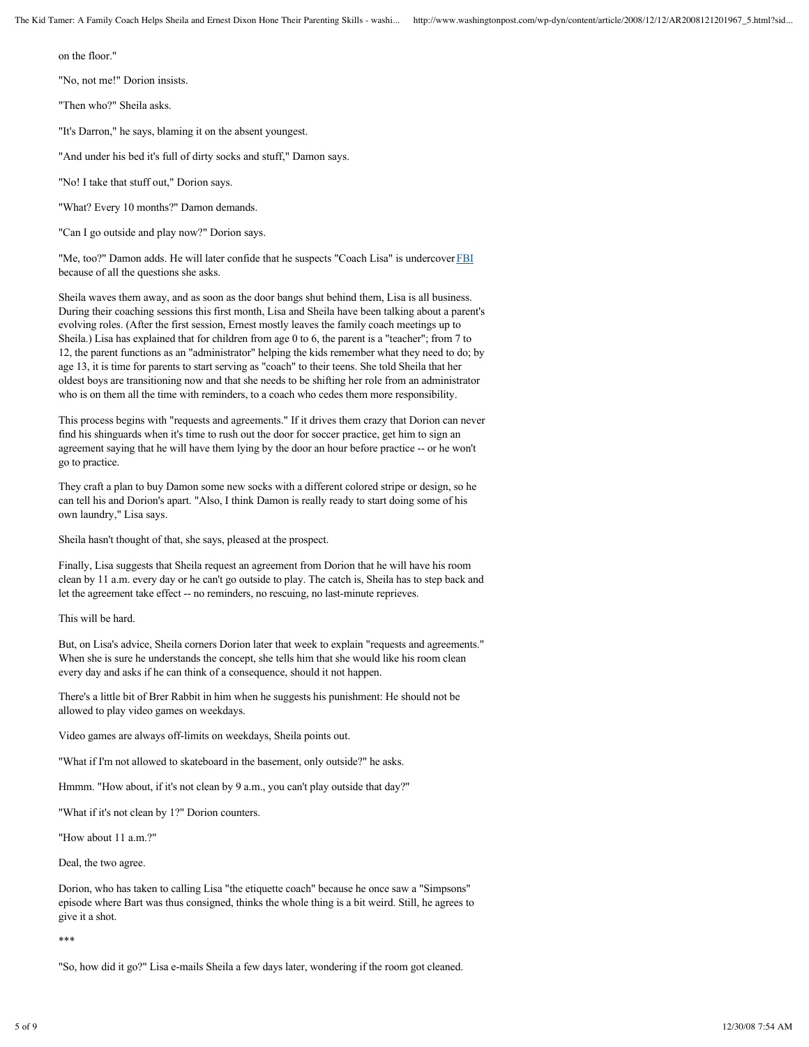on the floor."

"No, not me!" Dorion insists.

"Then who?" Sheila asks.

"It's Darron," he says, blaming it on the absent youngest.

"And under his bed it's full of dirty socks and stuff," Damon says.

"No! I take that stuff out," Dorion says.

"What? Every 10 months?" Damon demands.

"Can I go outside and play now?" Dorion says.

"Me, too?" Damon adds. He will later confide that he suspects "Coach Lisa" is undercover FBI because of all the questions she asks.

Sheila waves them away, and as soon as the door bangs shut behind them, Lisa is all business. During their coaching sessions this first month, Lisa and Sheila have been talking about a parent's evolving roles. (After the first session, Ernest mostly leaves the family coach meetings up to Sheila.) Lisa has explained that for children from age 0 to 6, the parent is a "teacher"; from 7 to 12, the parent functions as an "administrator" helping the kids remember what they need to do; by age 13, it is time for parents to start serving as "coach" to their teens. She told Sheila that her oldest boys are transitioning now and that she needs to be shifting her role from an administrator who is on them all the time with reminders, to a coach who cedes them more responsibility.

This process begins with "requests and agreements." If it drives them crazy that Dorion can never find his shinguards when it's time to rush out the door for soccer practice, get him to sign an agreement saying that he will have them lying by the door an hour before practice -- or he won't go to practice.

They craft a plan to buy Damon some new socks with a different colored stripe or design, so he can tell his and Dorion's apart. "Also, I think Damon is really ready to start doing some of his own laundry," Lisa says.

Sheila hasn't thought of that, she says, pleased at the prospect.

Finally, Lisa suggests that Sheila request an agreement from Dorion that he will have his room clean by 11 a.m. every day or he can't go outside to play. The catch is, Sheila has to step back and let the agreement take effect -- no reminders, no rescuing, no last-minute reprieves.

This will be hard.

But, on Lisa's advice, Sheila corners Dorion later that week to explain "requests and agreements." When she is sure he understands the concept, she tells him that she would like his room clean every day and asks if he can think of a consequence, should it not happen.

There's a little bit of Brer Rabbit in him when he suggests his punishment: He should not be allowed to play video games on weekdays.

Video games are always off-limits on weekdays, Sheila points out.

"What if I'm not allowed to skateboard in the basement, only outside?" he asks.

Hmmm. "How about, if it's not clean by 9 a.m., you can't play outside that day?"

"What if it's not clean by 1?" Dorion counters.

"How about 11 a.m.?"

Deal, the two agree.

Dorion, who has taken to calling Lisa "the etiquette coach" because he once saw a "Simpsons" episode where Bart was thus consigned, thinks the whole thing is a bit weird. Still, he agrees to give it a shot.

***

"So, how did it go?" Lisa e-mails Sheila a few days later, wondering if the room got cleaned.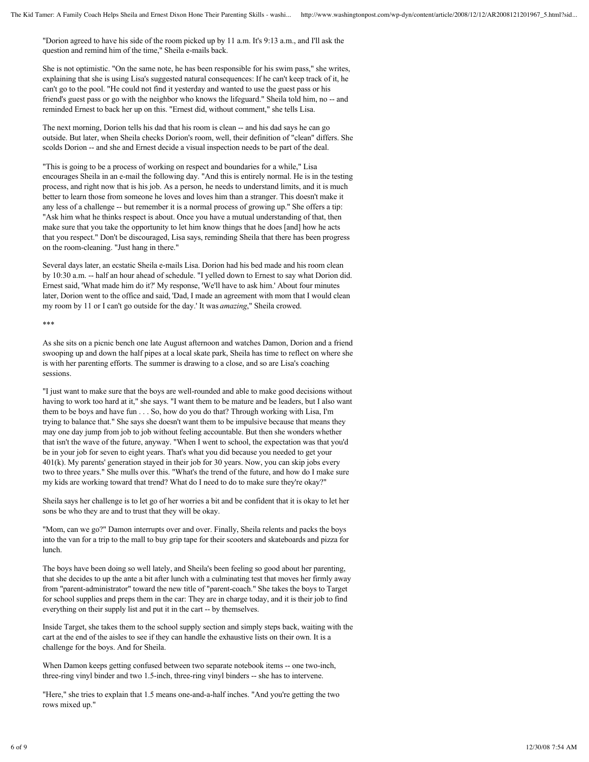"Dorion agreed to have his side of the room picked up by 11 a.m. It's 9:13 a.m., and I'll ask the question and remind him of the time," Sheila e-mails back.

She is not optimistic. "On the same note, he has been responsible for his swim pass," she writes, explaining that she is using Lisa's suggested natural consequences: If he can't keep track of it, he can't go to the pool. "He could not find it yesterday and wanted to use the guest pass or his friend's guest pass or go with the neighbor who knows the lifeguard." Sheila told him, no -- and reminded Ernest to back her up on this. "Ernest did, without comment," she tells Lisa.

The next morning, Dorion tells his dad that his room is clean -- and his dad says he can go outside. But later, when Sheila checks Dorion's room, well, their definition of "clean" differs. She scolds Dorion -- and she and Ernest decide a visual inspection needs to be part of the deal.

"This is going to be a process of working on respect and boundaries for a while," Lisa encourages Sheila in an e-mail the following day. "And this is entirely normal. He is in the testing process, and right now that is his job. As a person, he needs to understand limits, and it is much better to learn those from someone he loves and loves him than a stranger. This doesn't make it any less of a challenge -- but remember it is a normal process of growing up." She offers a tip: "Ask him what he thinks respect is about. Once you have a mutual understanding of that, then make sure that you take the opportunity to let him know things that he does [and] how he acts that you respect." Don't be discouraged, Lisa says, reminding Sheila that there has been progress on the room-cleaning. "Just hang in there."

Several days later, an ecstatic Sheila e-mails Lisa. Dorion had his bed made and his room clean by 10:30 a.m. -- half an hour ahead of schedule. "I yelled down to Ernest to say what Dorion did. Ernest said, 'What made him do it?' My response, 'We'll have to ask him.' About four minutes later, Dorion went to the office and said, 'Dad, I made an agreement with mom that I would clean my room by 11 or I can't go outside for the day.' It was *amazing*," Sheila crowed.

***

As she sits on a picnic bench one late August afternoon and watches Damon, Dorion and a friend swooping up and down the half pipes at a local skate park, Sheila has time to reflect on where she is with her parenting efforts. The summer is drawing to a close, and so are Lisa's coaching sessions.

"I just want to make sure that the boys are well-rounded and able to make good decisions without having to work too hard at it," she says. "I want them to be mature and be leaders, but I also want them to be boys and have fun . . . So, how do you do that? Through working with Lisa, I'm trying to balance that." She says she doesn't want them to be impulsive because that means they may one day jump from job to job without feeling accountable. But then she wonders whether that isn't the wave of the future, anyway. "When I went to school, the expectation was that you'd be in your job for seven to eight years. That's what you did because you needed to get your 401(k). My parents' generation stayed in their job for 30 years. Now, you can skip jobs every two to three years." She mulls over this. "What's the trend of the future, and how do I make sure my kids are working toward that trend? What do I need to do to make sure they're okay?"

Sheila says her challenge is to let go of her worries a bit and be confident that it is okay to let her sons be who they are and to trust that they will be okay.

"Mom, can we go?" Damon interrupts over and over. Finally, Sheila relents and packs the boys into the van for a trip to the mall to buy grip tape for their scooters and skateboards and pizza for lunch.

The boys have been doing so well lately, and Sheila's been feeling so good about her parenting, that she decides to up the ante a bit after lunch with a culminating test that moves her firmly away from "parent-administrator" toward the new title of "parent-coach." She takes the boys to Target for school supplies and preps them in the car: They are in charge today, and it is their job to find everything on their supply list and put it in the cart -- by themselves.

Inside Target, she takes them to the school supply section and simply steps back, waiting with the cart at the end of the aisles to see if they can handle the exhaustive lists on their own. It is a challenge for the boys. And for Sheila.

When Damon keeps getting confused between two separate notebook items -- one two-inch, three-ring vinyl binder and two 1.5-inch, three-ring vinyl binders -- she has to intervene.

"Here," she tries to explain that 1.5 means one-and-a-half inches. "And you're getting the two rows mixed up."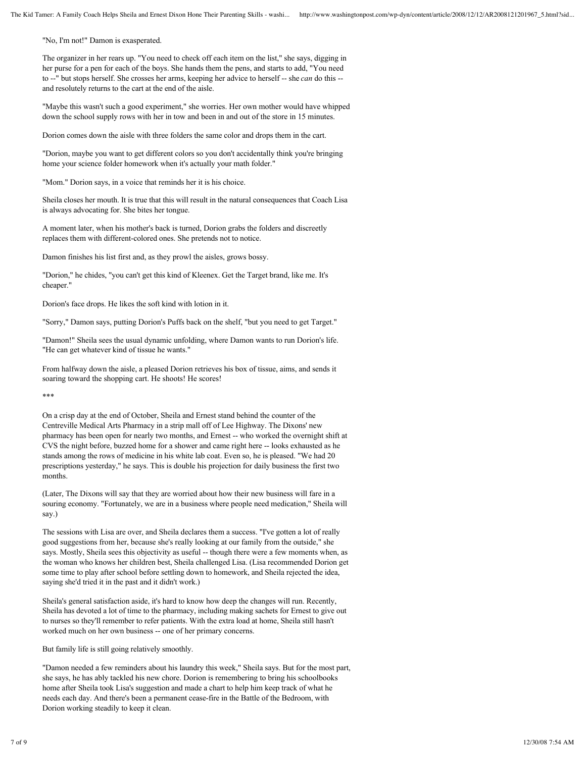"No, I'm not!" Damon is exasperated.

The organizer in her rears up. "You need to check off each item on the list," she says, digging in her purse for a pen for each of the boys. She hands them the pens, and starts to add, "You need to --" but stops herself. She crosses her arms, keeping her advice to herself -- she *can* do this -- and resolutely returns to the cart at the end of the aisle.

"Maybe this wasn't such a good experiment," she worries. Her own mother would have whipped down the school supply rows with her in tow and been in and out of the store in 15 minutes.

Dorion comes down the aisle with three folders the same color and drops them in the cart.

"Dorion, maybe you want to get different colors so you don't accidentally think you're bringing home your science folder homework when it's actually your math folder."

"Mom." Dorion says, in a voice that reminds her it is his choice.

Sheila closes her mouth. It is true that this will result in the natural consequences that Coach Lisa is always advocating for. She bites her tongue.

A moment later, when his mother's back is turned, Dorion grabs the folders and discreetly replaces them with different-colored ones. She pretends not to notice.

Damon finishes his list first and, as they prowl the aisles, grows bossy.

"Dorion," he chides, "you can't get this kind of Kleenex. Get the Target brand, like me. It's cheaper."

Dorion's face drops. He likes the soft kind with lotion in it.

"Sorry," Damon says, putting Dorion's Puffs back on the shelf, "but you need to get Target."

"Damon!" Sheila sees the usual dynamic unfolding, where Damon wants to run Dorion's life. "He can get whatever kind of tissue he wants."

From halfway down the aisle, a pleased Dorion retrieves his box of tissue, aims, and sends it soaring toward the shopping cart. He shoots! He scores!

***

On a crisp day at the end of October, Sheila and Ernest stand behind the counter of the Centreville Medical Arts Pharmacy in a strip mall off of Lee Highway. The Dixons' new pharmacy has been open for nearly two months, and Ernest -- who worked the overnight shift at CVS the night before, buzzed home for a shower and came right here -- looks exhausted as he stands among the rows of medicine in his white lab coat. Even so, he is pleased. "We had 20 prescriptions yesterday," he says. This is double his projection for daily business the first two months.

(Later, The Dixons will say that they are worried about how their new business will fare in a souring economy. "Fortunately, we are in a business where people need medication," Sheila will say.)

The sessions with Lisa are over, and Sheila declares them a success. "I've gotten a lot of really good suggestions from her, because she's really looking at our family from the outside," she says. Mostly, Sheila sees this objectivity as useful -- though there were a few moments when, as the woman who knows her children best, Sheila challenged Lisa. (Lisa recommended Dorion get some time to play after school before settling down to homework, and Sheila rejected the idea, saying she'd tried it in the past and it didn't work.)

Sheila's general satisfaction aside, it's hard to know how deep the changes will run. Recently, Sheila has devoted a lot of time to the pharmacy, including making sachets for Ernest to give out to nurses so they'll remember to refer patients. With the extra load at home, Sheila still hasn't worked much on her own business -- one of her primary concerns.

But family life is still going relatively smoothly.

"Damon needed a few reminders about his laundry this week," Sheila says. But for the most part, she says, he has ably tackled his new chore. Dorion is remembering to bring his schoolbooks home after Sheila took Lisa's suggestion and made a chart to help him keep track of what he needs each day. And there's been a permanent cease-fire in the Battle of the Bedroom, with Dorion working steadily to keep it clean.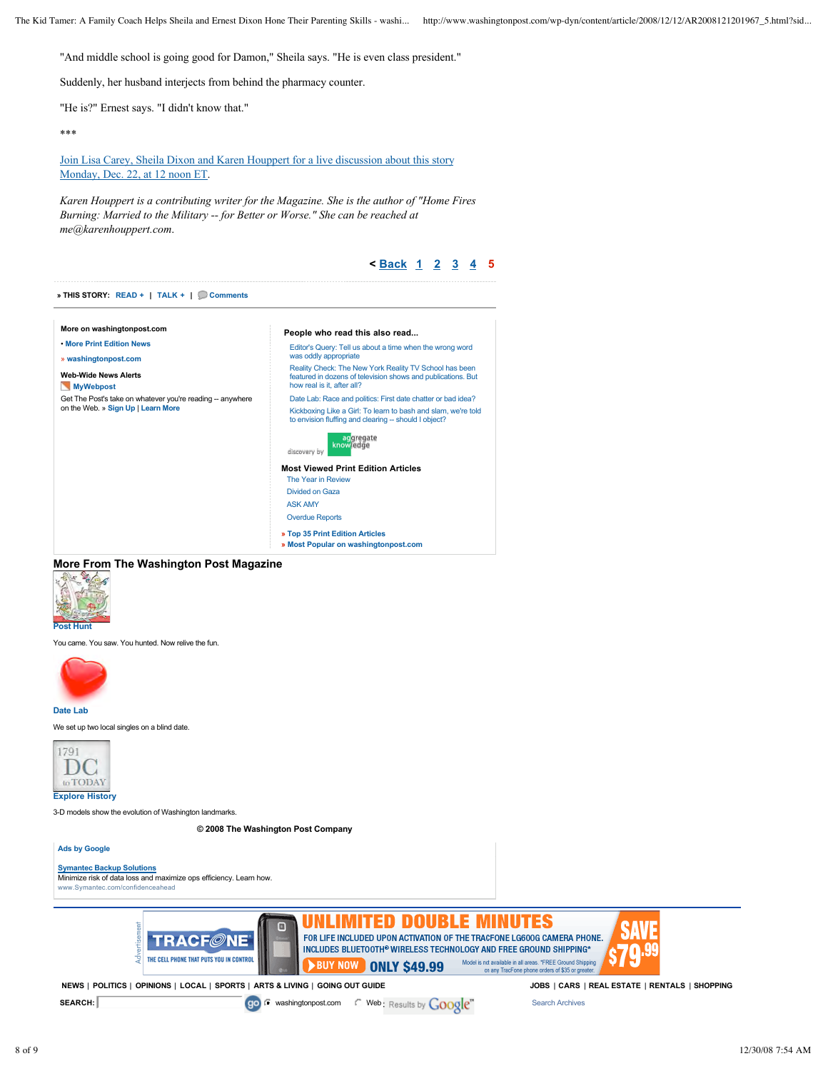"And middle school is going good for Damon," Sheila says. "He is even class president."

Suddenly, her husband interjects from behind the pharmacy counter.

"He is?" Ernest says. "I didn't know that."

***

Join Lisa Carey, Sheila Dixon and Karen Houppert for a live discussion about this story Monday, Dec. 22, at 12 noon ET.

*Karen Houppert is a contributing writer for the Magazine. She is the author of "Home Fires Burning: Married to the Military -- for Better or Worse." She can be reached at me@karenhouppert.com.*

< Back 1 2 3 4 5

» THIS STORY: READ + | TALK + | Comments

**More on washingtonpost.com**

- More Print Edition News

» washingtonpost.com

**Web-Wide News Alerts**

MyWebpost

Get The Post's take on whatever you're reading -- anywhere on the Web. » Sign Up | Learn More

**People who read this also read...**

Editor's Query: Tell us about a time when the wrong word was oddly appropriate

Reality Check: The New York Reality TV School has been featured in dozens of television shows and publications. But how real is it, after all?

Date Lab: Race and politics: First date chatter or bad idea?

Kickboxing Like a Girl: To learn to bash and slam, we're told to envision fluffing and clearing -- should I object?

discovery by aggregate knowledge

**Most Viewed Print Edition Articles**

The Year in Review

Divided on Gaza

ASK AMY

Overdue Reports

» Top 35 Print Edition Articles

» Most Popular on washingtonpost.com

## More From The Washington Post Magazine

**Post Hunt**

You came. You saw. You hunted. Now relive the fun.

**Date Lab**

We set up two local singles on a blind date.

**Explore History**

3-D models show the evolution of Washington landmarks.

**© 2008 The Washington Post Company**

Ads by Google

Symantec Backup Solutions

Minimize risk of data loss and maximize ops efficiency. Learn how.

www.Symantec.com/confidenceahead

NEWS | POLITICS | OPINIONS | LOCAL | SPORTS | ARTS & LIVING | GOING OUT GUIDE | JOBS | CARS | REAL ESTATE | RENTALS | SHOPPING

SEARCH: washingtonpost.com Web | Results by Google Search Archives